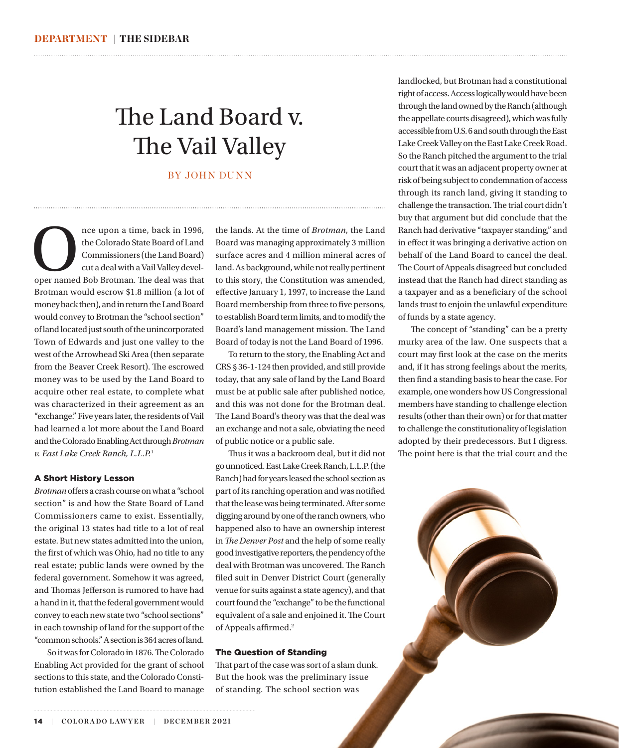# The Land Board v. The Vail Valley

BY JOHN DUNN

Once upon a time, back in 1996, the Colorado State Board of Land Commissioners (the Land Board) cut a deal with a Vail Valley developer named Bob Brotman. The deal was that Brotman would escrow $1.8 million (a lot of money back then), and in return the Land Board would convey to Brotman the "school section" of land located just south of the unincorporated Town of Edwards and just one valley to the west of the Arrowhead Ski Area (then separate from the Beaver Creek Resort). The escrowed money was to be used by the Land Board to acquire other real estate, to complete what was characterized in their agreement as an "exchange." Five years later, the residents of Vail had learned a lot more about the Land Board and the Colorado Enabling Act through *Brotman v. East Lake Creek Ranch, L.L.P.*[1]

### A Short History Lesson

*Brotman* offers a crash course on what a "school section" is and how the State Board of Land Commissioners came to exist. Essentially, the original 13 states had title to a lot of real estate. But new states admitted into the union, the first of which was Ohio, had no title to any real estate; public lands were owned by the federal government. Somehow it was agreed, and Thomas Jefferson is rumored to have had a hand in it, that the federal government would convey to each new state two "school sections" in each township of land for the support of the "common schools." A section is 364 acres of land.

So it was for Colorado in 1876. The Colorado Enabling Act provided for the grant of school sections to this state, and the Colorado Constitution established the Land Board to manage the lands. At the time of *Brotman*, the Land Board was managing approximately 3 million surface acres and 4 million mineral acres of land. As background, while not really pertinent to this story, the Constitution was amended, effective January 1, 1997, to increase the Land Board membership from three to five persons, to establish Board term limits, and to modify the Board's land management mission. The Land Board of today is not the Land Board of 1996.

To return to the story, the Enabling Act and CRS § 36-1-124 then provided, and still provide today, that any sale of land by the Land Board must be at public sale after published notice, and this was not done for the Brotman deal. The Land Board's theory was that the deal was an exchange and not a sale, obviating the need of public notice or a public sale.

Thus it was a backroom deal, but it did not go unnoticed. East Lake Creek Ranch, L.L.P. (the Ranch) had for years leased the school section as part of its ranching operation and was notified that the lease was being terminated. After some digging around by one of the ranch owners, who happened also to have an ownership interest in *The Denver Post* and the help of some really good investigative reporters, the pendency of the deal with Brotman was uncovered. The Ranch filed suit in Denver District Court (generally venue for suits against a state agency), and that court found the "exchange" to be the functional equivalent of a sale and enjoined it. The Court of Appeals affirmed.[2]

### The Question of Standing

That part of the case was sort of a slam dunk. But the hook was the preliminary issue of standing. The school section was landlocked, but Brotman had a constitutional right of access. Access logically would have been through the land owned by the Ranch (although the appellate courts disagreed), which was fully accessible from U.S. 6 and south through the East Lake Creek Valley on the East Lake Creek Road. So the Ranch pitched the argument to the trial court that it was an adjacent property owner at risk of being subject to condemnation of access through its ranch land, giving it standing to challenge the transaction. The trial court didn't buy that argument but did conclude that the Ranch had derivative "taxpayer standing," and in effect it was bringing a derivative action on behalf of the Land Board to cancel the deal. The Court of Appeals disagreed but concluded instead that the Ranch had direct standing as a taxpayer and as a beneficiary of the school lands trust to enjoin the unlawful expenditure of funds by a state agency.

The concept of "standing" can be a pretty murky area of the law. One suspects that a court may first look at the case on the merits and, if it has strong feelings about the merits, then find a standing basis to hear the case. For example, one wonders how US Congressional members have standing to challenge election results (other than their own) or for that matter to challenge the constitutionality of legislation adopted by their predecessors. But I digress. The point here is that the trial court and the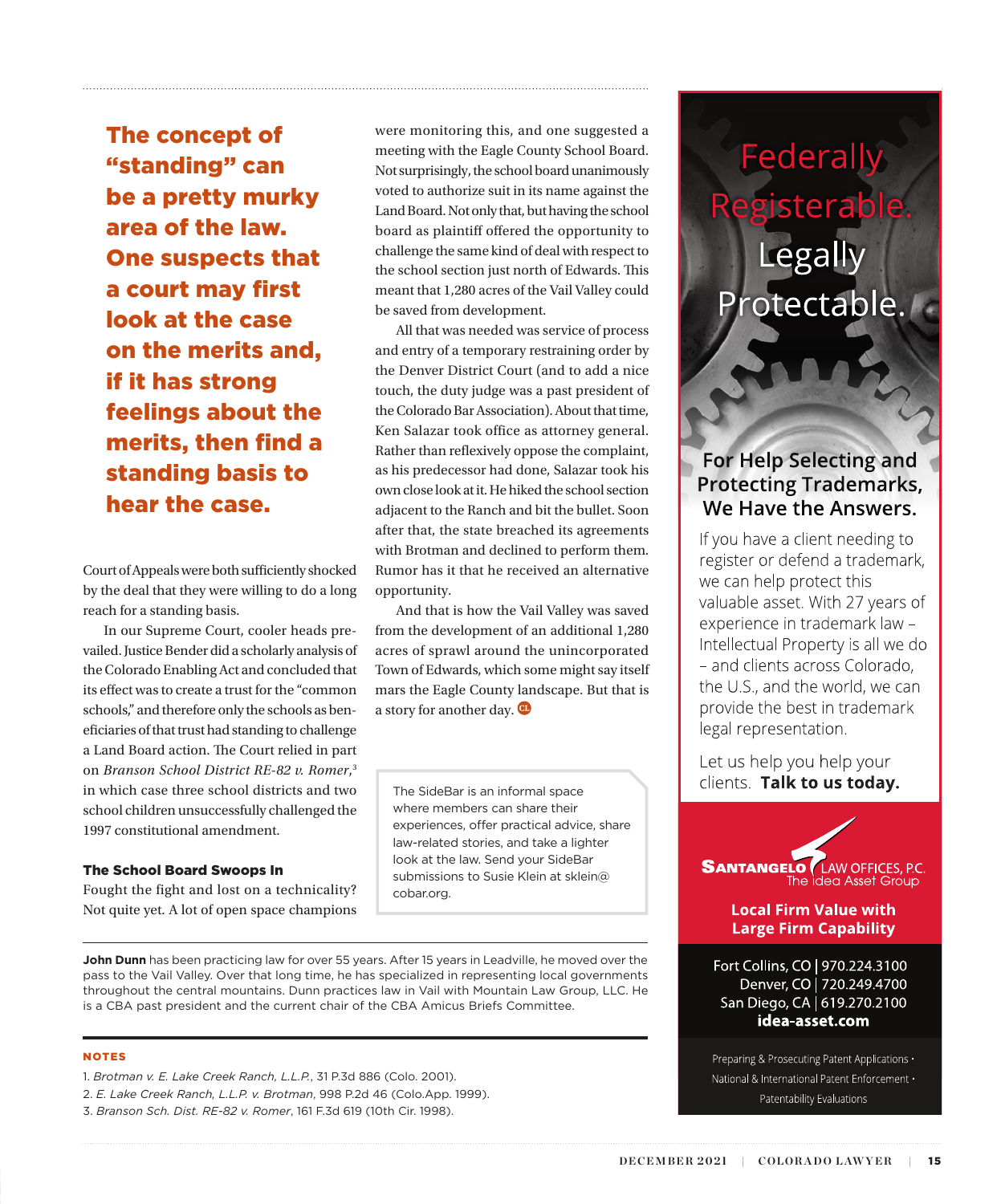> **The concept of "standing" can be a pretty murky area of the law. One suspects that a court may first look at the case on the merits and, if it has strong feelings about the merits, then find a standing basis to hear the case.**

Court of Appeals were both sufficiently shocked by the deal that they were willing to do a long reach for a standing basis.

In our Supreme Court, cooler heads prevailed. Justice Bender did a scholarly analysis of the Colorado Enabling Act and concluded that its effect was to create a trust for the "common schools," and therefore only the schools as beneficiaries of that trust had standing to challenge a Land Board action. The Court relied in part on *Branson School District RE-82 v. Romer*,[3] in which case three school districts and two school children unsuccessfully challenged the 1997 constitutional amendment.

### The School Board Swoops In

Fought the fight and lost on a technicality? Not quite yet. A lot of open space champions were monitoring this, and one suggested a meeting with the Eagle County School Board. Not surprisingly, the school board unanimously voted to authorize suit in its name against the Land Board. Not only that, but having the school board as plaintiff offered the opportunity to challenge the same kind of deal with respect to the school section just north of Edwards. This meant that 1,280 acres of the Vail Valley could be saved from development.

All that was needed was service of process and entry of a temporary restraining order by the Denver District Court (and to add a nice touch, the duty judge was a past president of the Colorado Bar Association). About that time, Ken Salazar took office as attorney general. Rather than reflexively oppose the complaint, as his predecessor had done, Salazar took his own close look at it. He hiked the school section adjacent to the Ranch and bit the bullet. Soon after that, the state breached its agreements with Brotman and declined to perform them. Rumor has it that he received an alternative opportunity.

And that is how the Vail Valley was saved from the development of an additional 1,280 acres of sprawl around the unincorporated Town of Edwards, which some might say itself mars the Eagle County landscape. But that is a story for another day.

The SideBar is an informal space where members can share their experiences, offer practical advice, share law-related stories, and take a lighter look at the law. Send your SideBar submissions to Susie Klein at sklein@cobar.org.

---

**John Dunn** has been practicing law for over 55 years. After 15 years in Leadville, he moved over the pass to the Vail Valley. Over that long time, he has specialized in representing local governments throughout the central mountains. Dunn practices law in Vail with Mountain Law Group, LLC. He is a CBA past president and the current chair of the CBA Amicus Briefs Committee.

---

**NOTES**

1. *Brotman v. E. Lake Creek Ranch, L.L.P.*, 31 P.3d 886 (Colo. 2001).
2. *E. Lake Creek Ranch, L.L.P. v. Brotman*, 998 P.2d 46 (Colo.App. 1999).
3. *Branson Sch. Dist. RE-82 v. Romer*, 161 F.3d 619 (10th Cir. 1998).

---

Federally Registerable. Legally Protectable.

**For Help Selecting and Protecting Trademarks, We Have the Answers.**

If you have a client needing to register or defend a trademark, we can help protect this valuable asset. With 27 years of experience in trademark law – Intellectual Property is all we do – and clients across Colorado, the U.S., and the world, we can provide the best in trademark legal representation.

Let us help you help your clients. **Talk to us today.**

SANTANGELO LAW OFFICES, P.C.
The Idea Asset Group

**Local Firm Value with Large Firm Capability**

Fort Collins, CO | 970.224.3100
Denver, CO | 720.249.4700
San Diego, CA | 619.270.2100
**idea-asset.com**

Preparing & Prosecuting Patent Applications • National & International Patent Enforcement • Patentability Evaluations